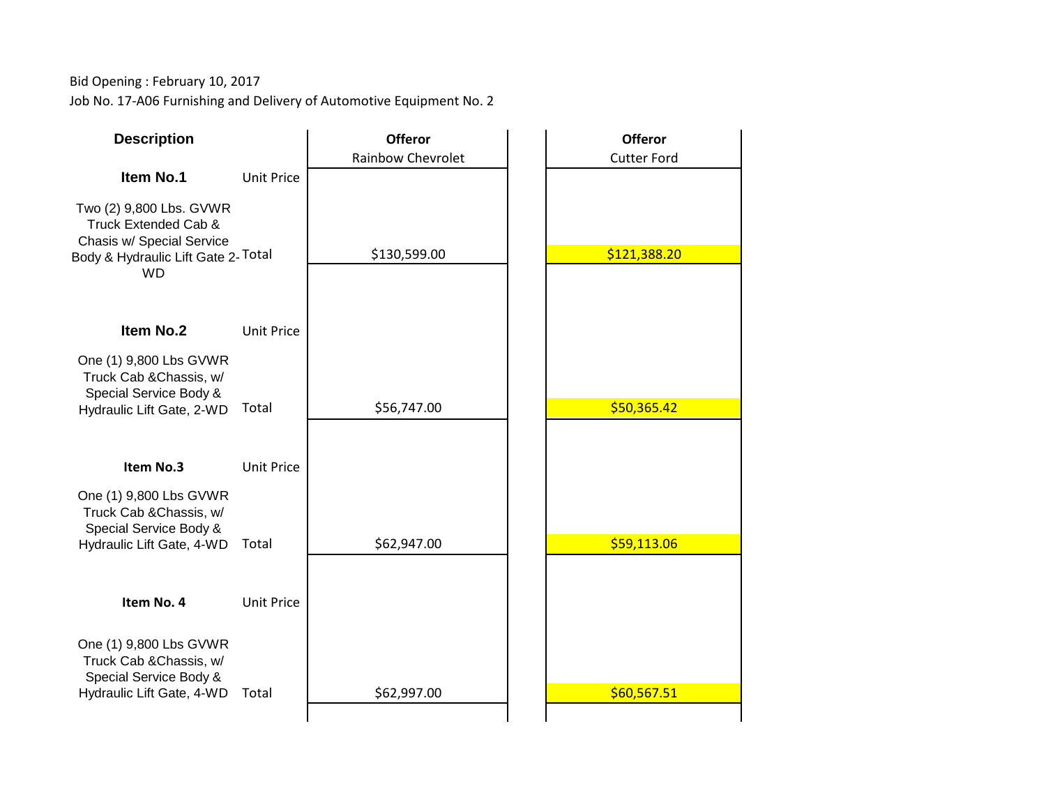Bid Opening : February 10, 2017

Job No. 17-A06 Furnishing and Delivery of Automotive Equipment No. 2

| Description | | Offeror<br>Rainbow Chevrolet | Offeror<br>Cutter Ford |
|---|---|---|---|
| **Item No.1** | Unit Price | | |
| Two (2) 9,800 Lbs. GVWR Truck Extended Cab & Chasis w/ Special Service Body & Hydraulic Lift Gate 2-WD | Total | $130,599.00 | $121,388.20 |
| **Item No.2** | Unit Price | | |
| One (1) 9,800 Lbs GVWR Truck Cab &Chassis, w/ Special Service Body & Hydraulic Lift Gate, 2-WD | Total | $56,747.00 | $50,365.42 |
| **Item No.3** | Unit Price | | |
| One (1) 9,800 Lbs GVWR Truck Cab &Chassis, w/ Special Service Body & Hydraulic Lift Gate, 4-WD | Total | $62,947.00 | $59,113.06 |
| **Item No. 4** | Unit Price | | |
| One (1) 9,800 Lbs GVWR Truck Cab &Chassis, w/ Special Service Body & Hydraulic Lift Gate, 4-WD | Total | $62,997.00 | $60,567.51 |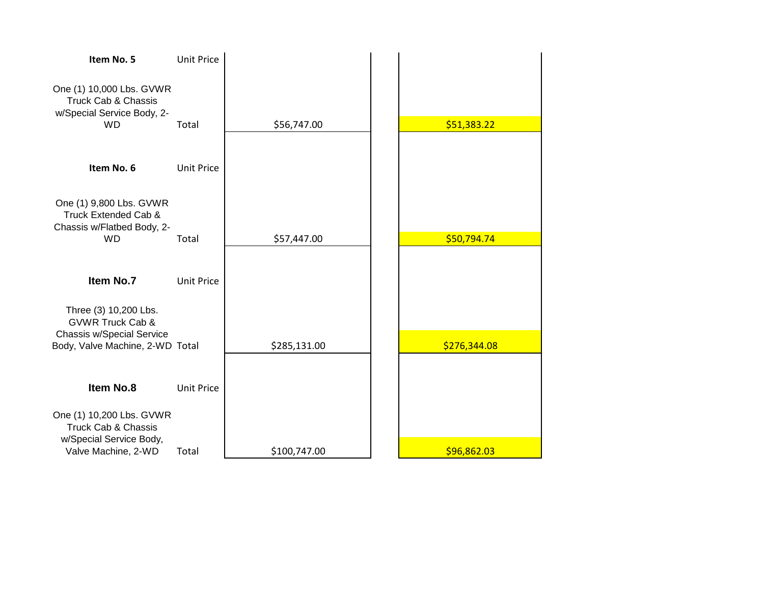| Item | | Bid 1 | Bid 2 |
|---|---|---|---|
| **Item No. 5** | Unit Price | | |
| One (1) 10,000 Lbs. GVWR Truck Cab & Chassis w/Special Service Body, 2-WD | Total | $56,747.00 | $51,383.22 |
| **Item No. 6** | Unit Price | | |
| One (1) 9,800 Lbs. GVWR Truck Extended Cab & Chassis w/Flatbed Body, 2-WD | Total | $57,447.00 | $50,794.74 |
| **Item No.7** | Unit Price | | |
| Three (3) 10,200 Lbs. GVWR Truck Cab & Chassis w/Special Service Body, Valve Machine, 2-WD | Total | $285,131.00 | $276,344.08 |
| **Item No.8** | Unit Price | | |
| One (1) 10,200 Lbs. GVWR Truck Cab & Chassis w/Special Service Body, Valve Machine, 2-WD | Total | $100,747.00 | $96,862.03 |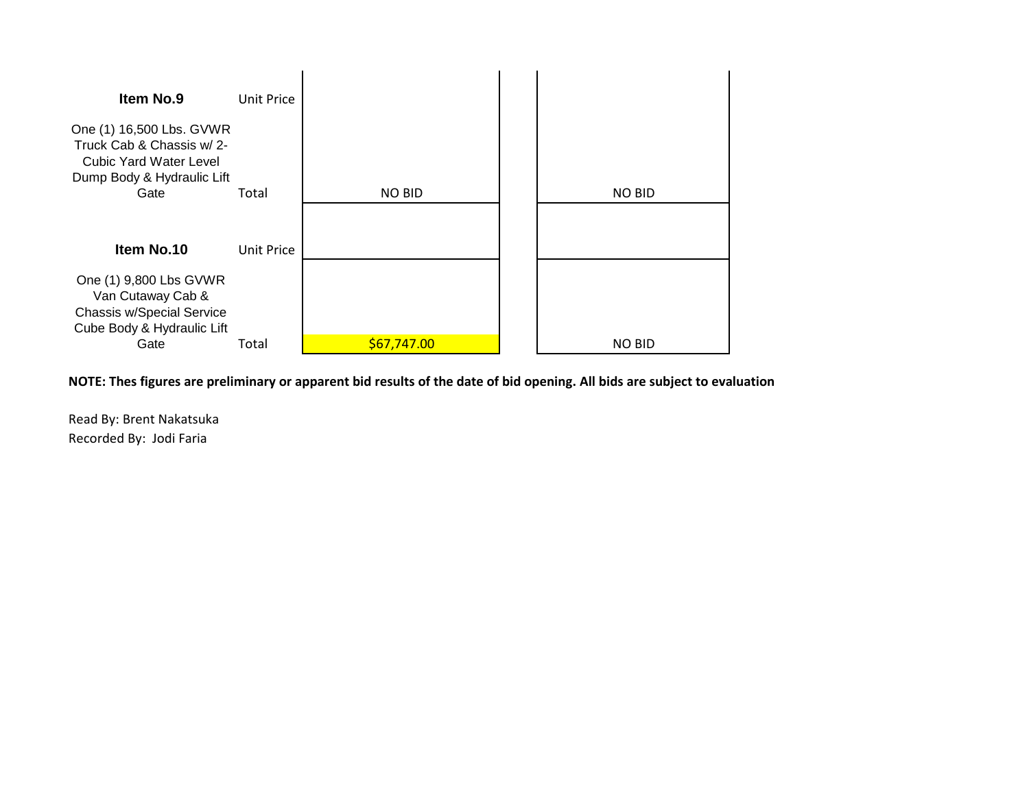| | | | |
|---|---|---|---|
| **Item No.9** | Unit Price | | |
| One (1) 16,500 Lbs. GVWR Truck Cab & Chassis w/ 2-Cubic Yard Water Level Dump Body & Hydraulic Lift Gate | Total | NO BID | NO BID |
| **Item No.10** | Unit Price | | |
| One (1) 9,800 Lbs GVWR Van Cutaway Cab & Chassis w/Special Service Cube Body & Hydraulic Lift Gate | Total | $67,747.00 | NO BID |

**NOTE: Thes figures are preliminary or apparent bid results of the date of bid opening. All bids are subject to evaluation**

Read By: Brent Nakatsuka
Recorded By: Jodi Faria